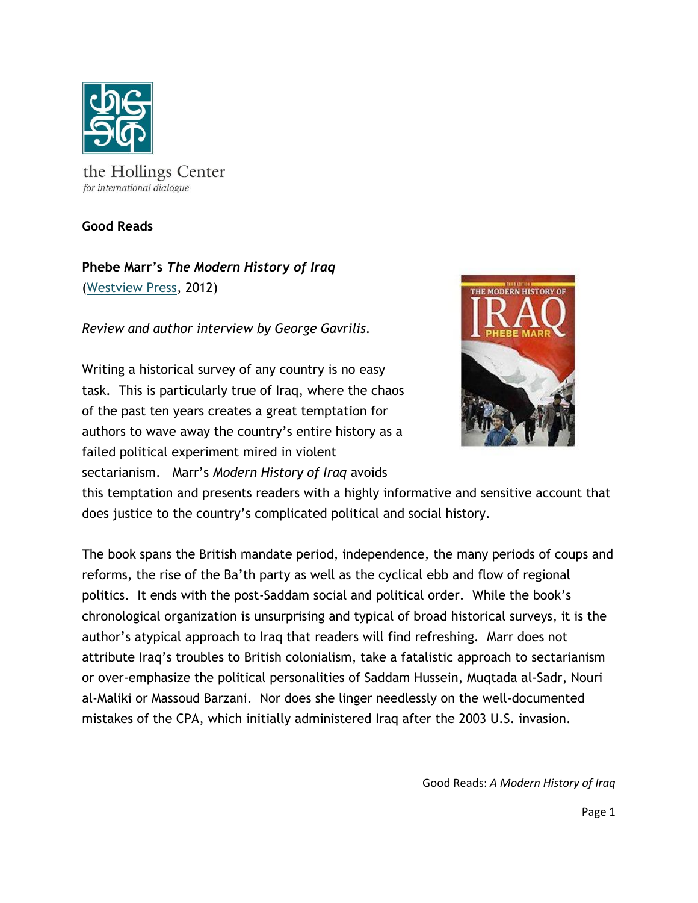the Hollings Center
*for international dialogue*

**Good Reads**

**Phebe Marr's *The Modern History of Iraq***
(Westview Press, 2012)

*Review and author interview by George Gavrilis.*

Writing a historical survey of any country is no easy task. This is particularly true of Iraq, where the chaos of the past ten years creates a great temptation for authors to wave away the country's entire history as a failed political experiment mired in violent sectarianism. Marr's *Modern History of Iraq* avoids this temptation and presents readers with a highly informative and sensitive account that does justice to the country's complicated political and social history.

The book spans the British mandate period, independence, the many periods of coups and reforms, the rise of the Ba'th party as well as the cyclical ebb and flow of regional politics. It ends with the post-Saddam social and political order. While the book's chronological organization is unsurprising and typical of broad historical surveys, it is the author's atypical approach to Iraq that readers will find refreshing. Marr does not attribute Iraq's troubles to British colonialism, take a fatalistic approach to sectarianism or over-emphasize the political personalities of Saddam Hussein, Muqtada al-Sadr, Nouri al-Maliki or Massoud Barzani. Nor does she linger needlessly on the well-documented mistakes of the CPA, which initially administered Iraq after the 2003 U.S. invasion.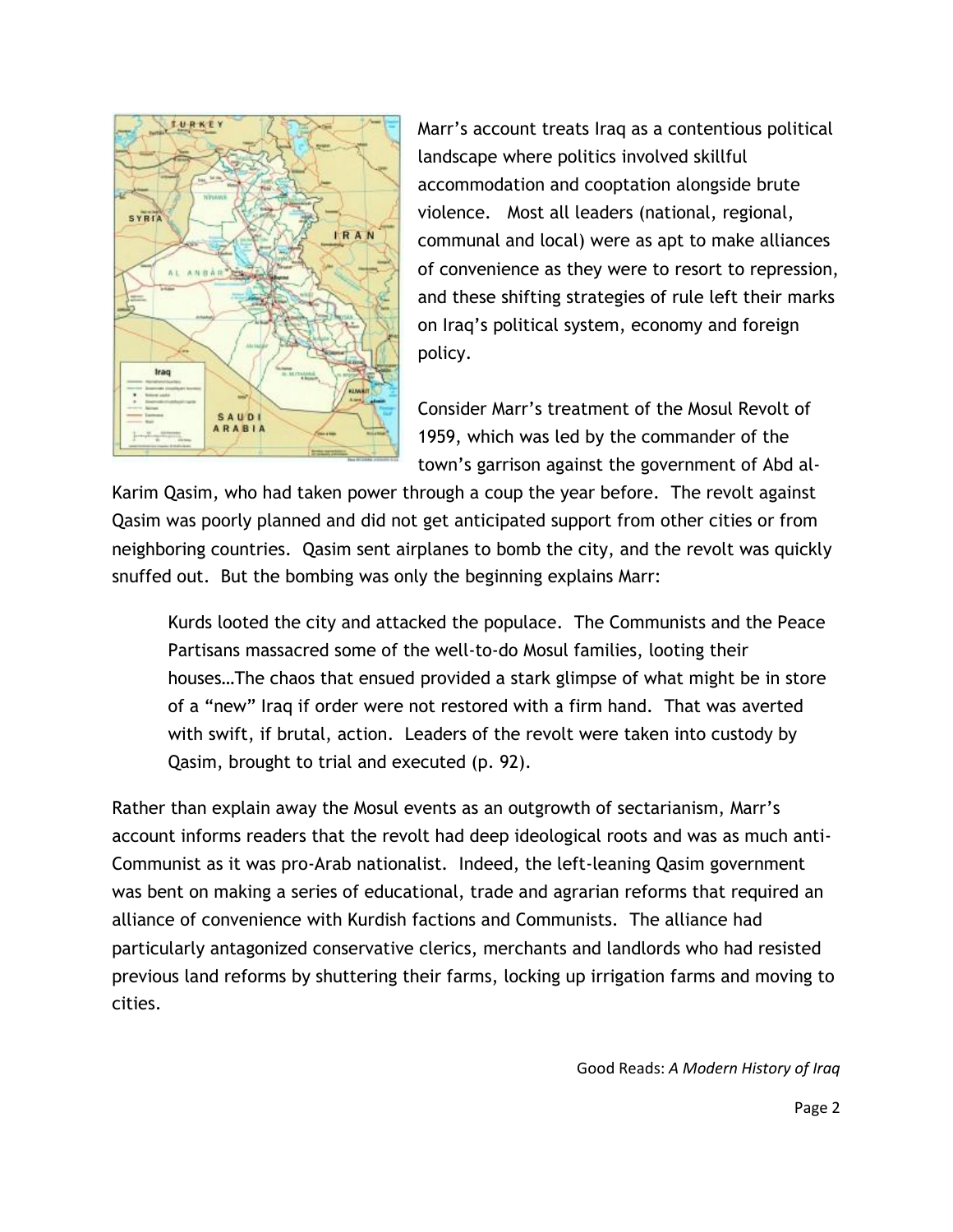Marr's account treats Iraq as a contentious political landscape where politics involved skillful accommodation and cooptation alongside brute violence. Most all leaders (national, regional, communal and local) were as apt to make alliances of convenience as they were to resort to repression, and these shifting strategies of rule left their marks on Iraq's political system, economy and foreign policy.

Consider Marr's treatment of the Mosul Revolt of 1959, which was led by the commander of the town's garrison against the government of Abd al-Karim Qasim, who had taken power through a coup the year before. The revolt against Qasim was poorly planned and did not get anticipated support from other cities or from neighboring countries. Qasim sent airplanes to bomb the city, and the revolt was quickly snuffed out. But the bombing was only the beginning explains Marr:

> Kurds looted the city and attacked the populace. The Communists and the Peace Partisans massacred some of the well-to-do Mosul families, looting their houses…The chaos that ensued provided a stark glimpse of what might be in store of a "new" Iraq if order were not restored with a firm hand. That was averted with swift, if brutal, action. Leaders of the revolt were taken into custody by Qasim, brought to trial and executed (p. 92).

Rather than explain away the Mosul events as an outgrowth of sectarianism, Marr's account informs readers that the revolt had deep ideological roots and was as much anti-Communist as it was pro-Arab nationalist. Indeed, the left-leaning Qasim government was bent on making a series of educational, trade and agrarian reforms that required an alliance of convenience with Kurdish factions and Communists. The alliance had particularly antagonized conservative clerics, merchants and landlords who had resisted previous land reforms by shuttering their farms, locking up irrigation farms and moving to cities.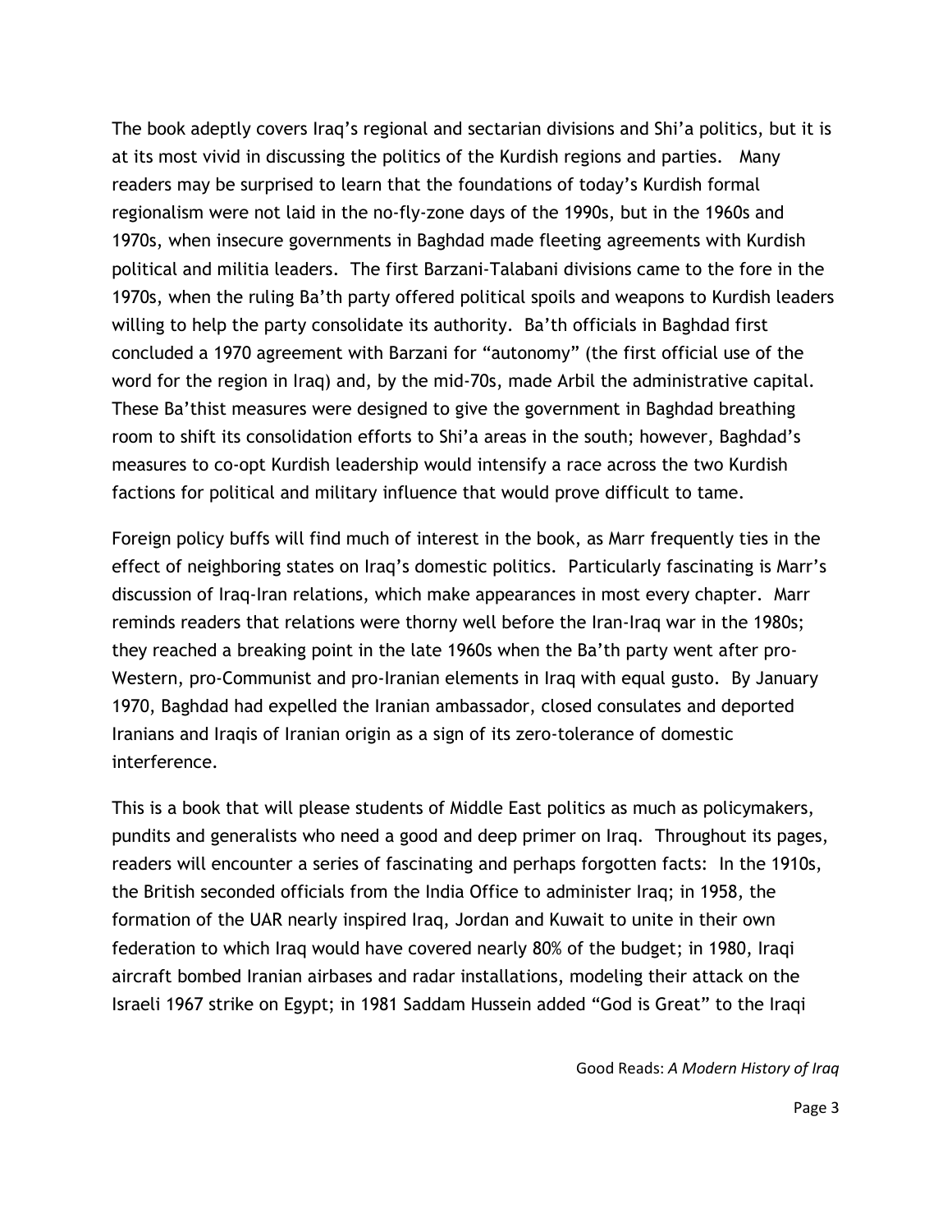The book adeptly covers Iraq's regional and sectarian divisions and Shi'a politics, but it is at its most vivid in discussing the politics of the Kurdish regions and parties. Many readers may be surprised to learn that the foundations of today's Kurdish formal regionalism were not laid in the no-fly-zone days of the 1990s, but in the 1960s and 1970s, when insecure governments in Baghdad made fleeting agreements with Kurdish political and militia leaders. The first Barzani-Talabani divisions came to the fore in the 1970s, when the ruling Ba'th party offered political spoils and weapons to Kurdish leaders willing to help the party consolidate its authority. Ba'th officials in Baghdad first concluded a 1970 agreement with Barzani for "autonomy" (the first official use of the word for the region in Iraq) and, by the mid-70s, made Arbil the administrative capital. These Ba'thist measures were designed to give the government in Baghdad breathing room to shift its consolidation efforts to Shi'a areas in the south; however, Baghdad's measures to co-opt Kurdish leadership would intensify a race across the two Kurdish factions for political and military influence that would prove difficult to tame.

Foreign policy buffs will find much of interest in the book, as Marr frequently ties in the effect of neighboring states on Iraq's domestic politics. Particularly fascinating is Marr's discussion of Iraq-Iran relations, which make appearances in most every chapter. Marr reminds readers that relations were thorny well before the Iran-Iraq war in the 1980s; they reached a breaking point in the late 1960s when the Ba'th party went after pro-Western, pro-Communist and pro-Iranian elements in Iraq with equal gusto. By January 1970, Baghdad had expelled the Iranian ambassador, closed consulates and deported Iranians and Iraqis of Iranian origin as a sign of its zero-tolerance of domestic interference.

This is a book that will please students of Middle East politics as much as policymakers, pundits and generalists who need a good and deep primer on Iraq. Throughout its pages, readers will encounter a series of fascinating and perhaps forgotten facts: In the 1910s, the British seconded officials from the India Office to administer Iraq; in 1958, the formation of the UAR nearly inspired Iraq, Jordan and Kuwait to unite in their own federation to which Iraq would have covered nearly 80% of the budget; in 1980, Iraqi aircraft bombed Iranian airbases and radar installations, modeling their attack on the Israeli 1967 strike on Egypt; in 1981 Saddam Hussein added "God is Great" to the Iraqi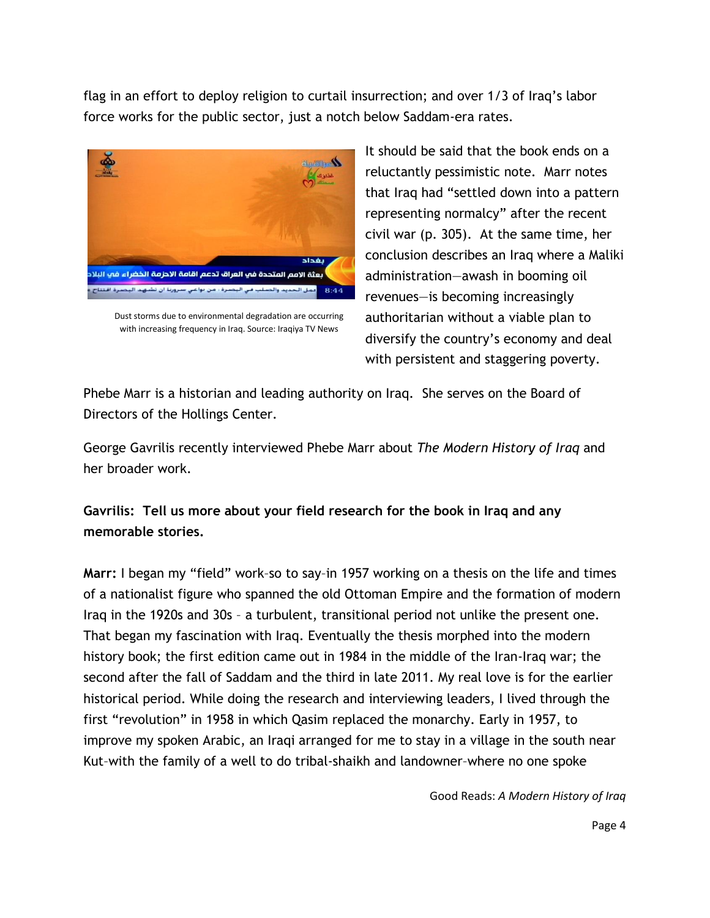flag in an effort to deploy religion to curtail insurrection; and over 1/3 of Iraq's labor force works for the public sector, just a notch below Saddam-era rates.

Dust storms due to environmental degradation are occurring with increasing frequency in Iraq. Source: Iraqiya TV News

It should be said that the book ends on a reluctantly pessimistic note. Marr notes that Iraq had "settled down into a pattern representing normalcy" after the recent civil war (p. 305). At the same time, her conclusion describes an Iraq where a Maliki administration—awash in booming oil revenues—is becoming increasingly authoritarian without a viable plan to diversify the country's economy and deal with persistent and staggering poverty.

Phebe Marr is a historian and leading authority on Iraq. She serves on the Board of Directors of the Hollings Center.

George Gavrilis recently interviewed Phebe Marr about *The Modern History of Iraq* and her broader work.

**Gavrilis: Tell us more about your field research for the book in Iraq and any memorable stories.**

**Marr:** I began my "field" work–so to say–in 1957 working on a thesis on the life and times of a nationalist figure who spanned the old Ottoman Empire and the formation of modern Iraq in the 1920s and 30s – a turbulent, transitional period not unlike the present one. That began my fascination with Iraq. Eventually the thesis morphed into the modern history book; the first edition came out in 1984 in the middle of the Iran-Iraq war; the second after the fall of Saddam and the third in late 2011. My real love is for the earlier historical period. While doing the research and interviewing leaders, I lived through the first "revolution" in 1958 in which Qasim replaced the monarchy. Early in 1957, to improve my spoken Arabic, an Iraqi arranged for me to stay in a village in the south near Kut–with the family of a well to do tribal-shaikh and landowner–where no one spoke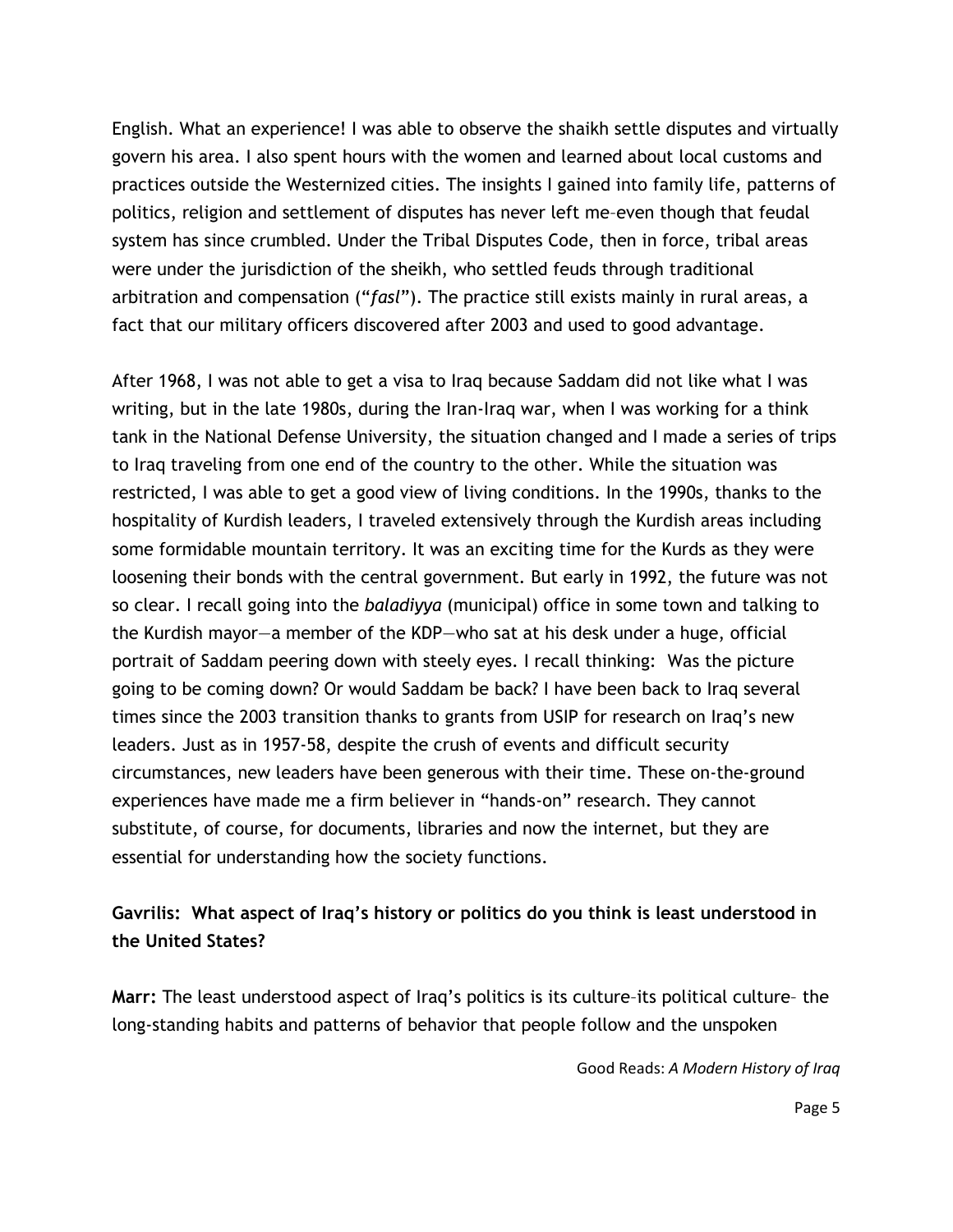English. What an experience! I was able to observe the shaikh settle disputes and virtually govern his area. I also spent hours with the women and learned about local customs and practices outside the Westernized cities. The insights I gained into family life, patterns of politics, religion and settlement of disputes has never left me–even though that feudal system has since crumbled. Under the Tribal Disputes Code, then in force, tribal areas were under the jurisdiction of the sheikh, who settled feuds through traditional arbitration and compensation ("*fasl*"). The practice still exists mainly in rural areas, a fact that our military officers discovered after 2003 and used to good advantage.

After 1968, I was not able to get a visa to Iraq because Saddam did not like what I was writing, but in the late 1980s, during the Iran-Iraq war, when I was working for a think tank in the National Defense University, the situation changed and I made a series of trips to Iraq traveling from one end of the country to the other. While the situation was restricted, I was able to get a good view of living conditions. In the 1990s, thanks to the hospitality of Kurdish leaders, I traveled extensively through the Kurdish areas including some formidable mountain territory. It was an exciting time for the Kurds as they were loosening their bonds with the central government. But early in 1992, the future was not so clear. I recall going into the *baladiyya* (municipal) office in some town and talking to the Kurdish mayor—a member of the KDP—who sat at his desk under a huge, official portrait of Saddam peering down with steely eyes. I recall thinking: Was the picture going to be coming down? Or would Saddam be back? I have been back to Iraq several times since the 2003 transition thanks to grants from USIP for research on Iraq's new leaders. Just as in 1957-58, despite the crush of events and difficult security circumstances, new leaders have been generous with their time. These on-the-ground experiences have made me a firm believer in "hands-on" research. They cannot substitute, of course, for documents, libraries and now the internet, but they are essential for understanding how the society functions.

**Gavrilis: What aspect of Iraq's history or politics do you think is least understood in the United States?**

**Marr:** The least understood aspect of Iraq's politics is its culture–its political culture– the long-standing habits and patterns of behavior that people follow and the unspoken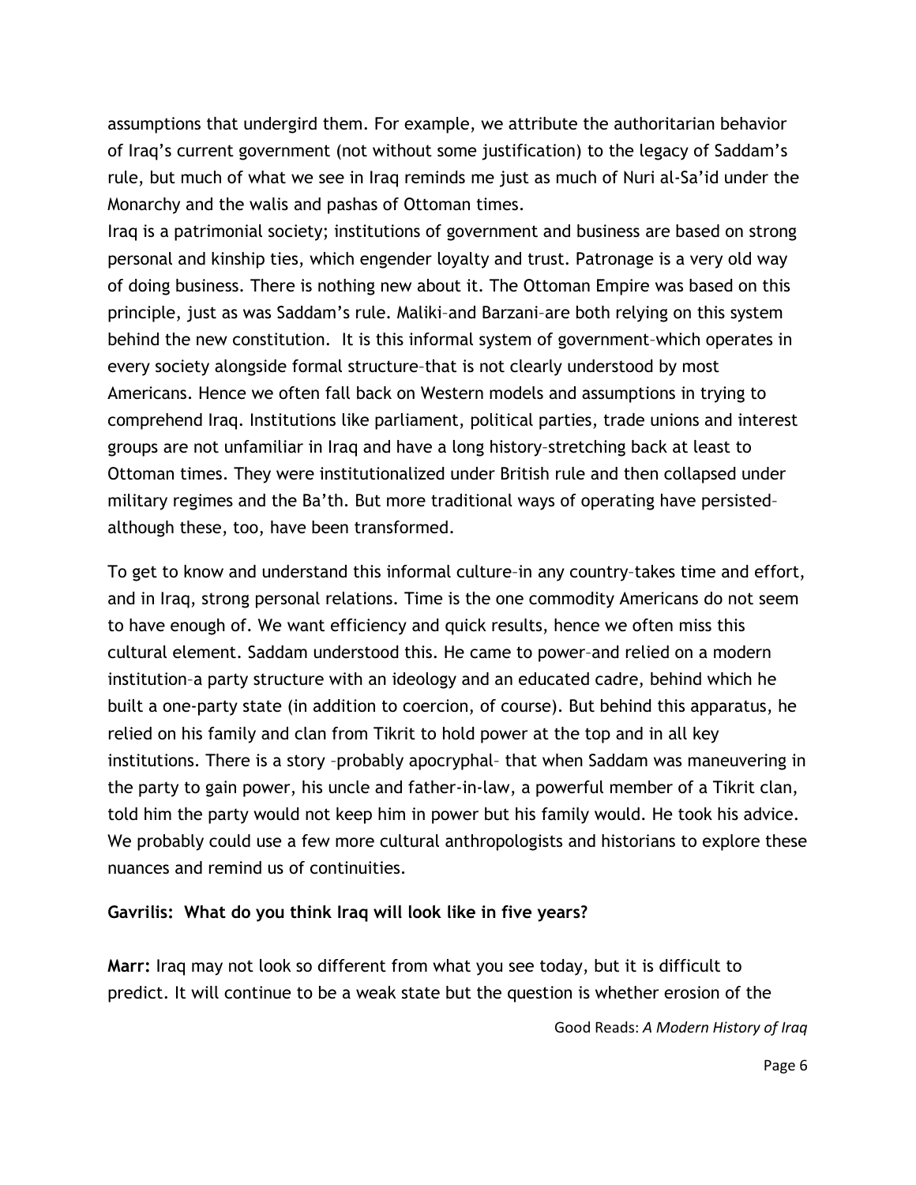assumptions that undergird them. For example, we attribute the authoritarian behavior of Iraq's current government (not without some justification) to the legacy of Saddam's rule, but much of what we see in Iraq reminds me just as much of Nuri al-Sa'id under the Monarchy and the walis and pashas of Ottoman times.

Iraq is a patrimonial society; institutions of government and business are based on strong personal and kinship ties, which engender loyalty and trust. Patronage is a very old way of doing business. There is nothing new about it. The Ottoman Empire was based on this principle, just as was Saddam's rule. Maliki–and Barzani–are both relying on this system behind the new constitution. It is this informal system of government–which operates in every society alongside formal structure–that is not clearly understood by most Americans. Hence we often fall back on Western models and assumptions in trying to comprehend Iraq. Institutions like parliament, political parties, trade unions and interest groups are not unfamiliar in Iraq and have a long history–stretching back at least to Ottoman times. They were institutionalized under British rule and then collapsed under military regimes and the Ba'th. But more traditional ways of operating have persisted–although these, too, have been transformed.

To get to know and understand this informal culture–in any country–takes time and effort, and in Iraq, strong personal relations. Time is the one commodity Americans do not seem to have enough of. We want efficiency and quick results, hence we often miss this cultural element. Saddam understood this. He came to power–and relied on a modern institution–a party structure with an ideology and an educated cadre, behind which he built a one-party state (in addition to coercion, of course). But behind this apparatus, he relied on his family and clan from Tikrit to hold power at the top and in all key institutions. There is a story –probably apocryphal– that when Saddam was maneuvering in the party to gain power, his uncle and father-in-law, a powerful member of a Tikrit clan, told him the party would not keep him in power but his family would. He took his advice. We probably could use a few more cultural anthropologists and historians to explore these nuances and remind us of continuities.

**Gavrilis: What do you think Iraq will look like in five years?**

**Marr:** Iraq may not look so different from what you see today, but it is difficult to predict. It will continue to be a weak state but the question is whether erosion of the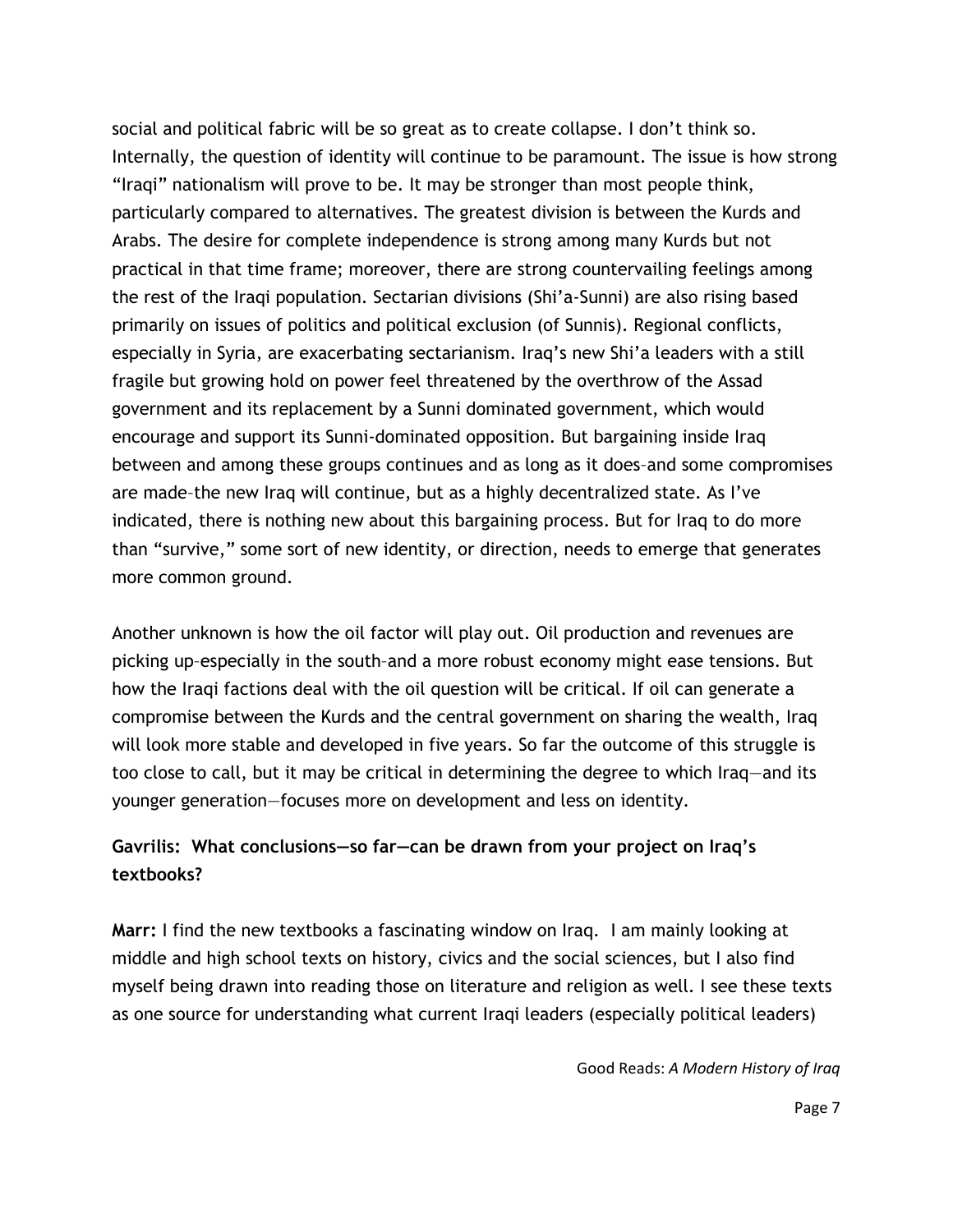social and political fabric will be so great as to create collapse. I don't think so. Internally, the question of identity will continue to be paramount. The issue is how strong "Iraqi" nationalism will prove to be. It may be stronger than most people think, particularly compared to alternatives. The greatest division is between the Kurds and Arabs. The desire for complete independence is strong among many Kurds but not practical in that time frame; moreover, there are strong countervailing feelings among the rest of the Iraqi population. Sectarian divisions (Shi'a-Sunni) are also rising based primarily on issues of politics and political exclusion (of Sunnis). Regional conflicts, especially in Syria, are exacerbating sectarianism. Iraq's new Shi'a leaders with a still fragile but growing hold on power feel threatened by the overthrow of the Assad government and its replacement by a Sunni dominated government, which would encourage and support its Sunni-dominated opposition. But bargaining inside Iraq between and among these groups continues and as long as it does–and some compromises are made–the new Iraq will continue, but as a highly decentralized state. As I've indicated, there is nothing new about this bargaining process. But for Iraq to do more than "survive," some sort of new identity, or direction, needs to emerge that generates more common ground.

Another unknown is how the oil factor will play out. Oil production and revenues are picking up–especially in the south–and a more robust economy might ease tensions. But how the Iraqi factions deal with the oil question will be critical. If oil can generate a compromise between the Kurds and the central government on sharing the wealth, Iraq will look more stable and developed in five years. So far the outcome of this struggle is too close to call, but it may be critical in determining the degree to which Iraq—and its younger generation—focuses more on development and less on identity.

**Gavrilis: What conclusions—so far—can be drawn from your project on Iraq's textbooks?**

**Marr:** I find the new textbooks a fascinating window on Iraq. I am mainly looking at middle and high school texts on history, civics and the social sciences, but I also find myself being drawn into reading those on literature and religion as well. I see these texts as one source for understanding what current Iraqi leaders (especially political leaders)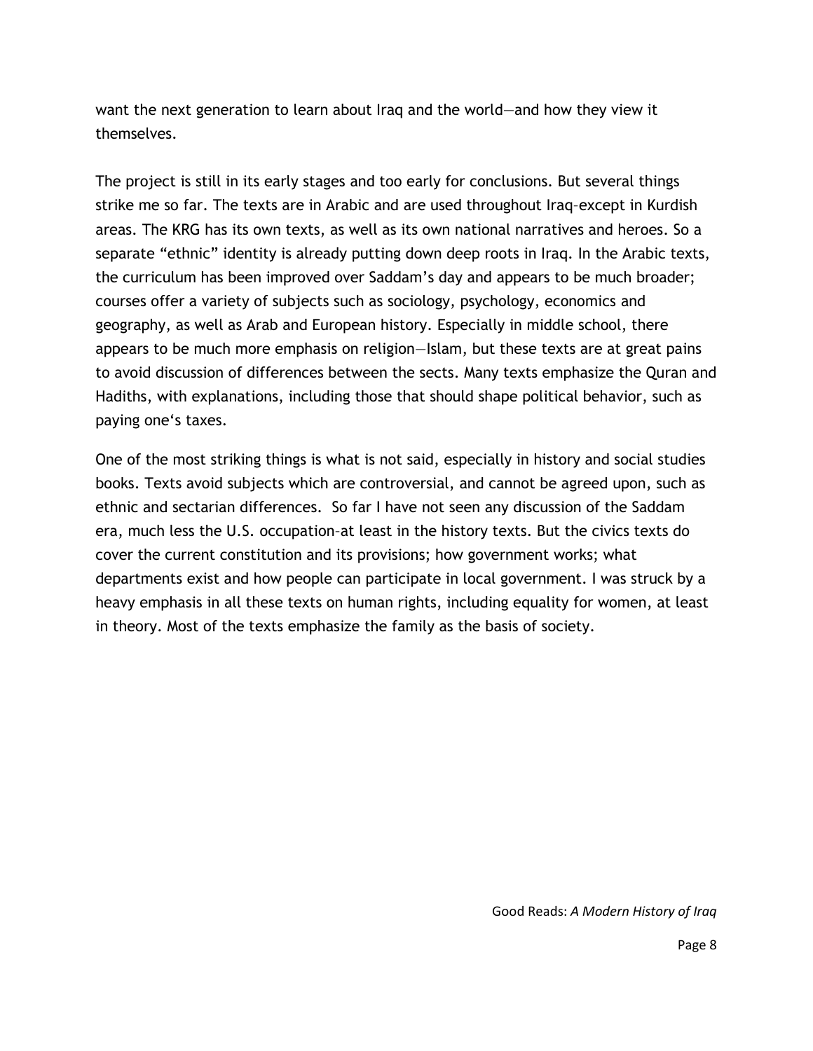want the next generation to learn about Iraq and the world—and how they view it themselves.

The project is still in its early stages and too early for conclusions. But several things strike me so far. The texts are in Arabic and are used throughout Iraq–except in Kurdish areas. The KRG has its own texts, as well as its own national narratives and heroes. So a separate "ethnic" identity is already putting down deep roots in Iraq. In the Arabic texts, the curriculum has been improved over Saddam's day and appears to be much broader; courses offer a variety of subjects such as sociology, psychology, economics and geography, as well as Arab and European history. Especially in middle school, there appears to be much more emphasis on religion—Islam, but these texts are at great pains to avoid discussion of differences between the sects. Many texts emphasize the Quran and Hadiths, with explanations, including those that should shape political behavior, such as paying one's taxes.

One of the most striking things is what is not said, especially in history and social studies books. Texts avoid subjects which are controversial, and cannot be agreed upon, such as ethnic and sectarian differences. So far I have not seen any discussion of the Saddam era, much less the U.S. occupation–at least in the history texts. But the civics texts do cover the current constitution and its provisions; how government works; what departments exist and how people can participate in local government. I was struck by a heavy emphasis in all these texts on human rights, including equality for women, at least in theory. Most of the texts emphasize the family as the basis of society.